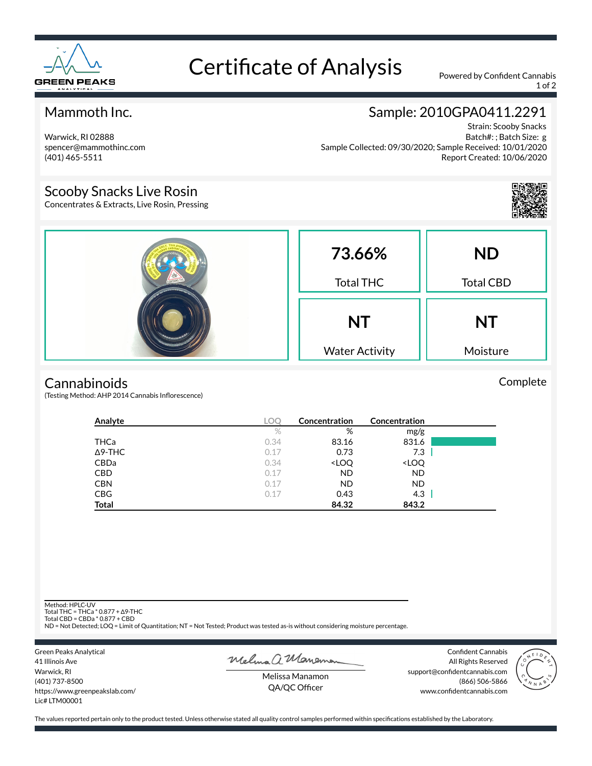# Certificate of Analysis

Powered by Confident Cannabis

## Mammoth Inc.

Warwick, RI 02888
spencer@mammothinc.com
(401) 465-5511

## Sample: 2010GPA0411.2291

Strain: Scooby Snacks
Batch#: ; Batch Size: g
Sample Collected: 09/30/2020; Sample Received: 10/01/2020
Report Created: 10/06/2020

## Scooby Snacks Live Rosin

Concentrates & Extracts, Live Rosin, Pressing

| 73.66% | ND |
|---|---|
| Total THC | Total CBD |
| **NT** | **NT** |
| Water Activity | Moisture |

## Cannabinoids

Complete

(Testing Method: AHP 2014 Cannabis Inflorescence)

| Analyte | LOQ | Concentration | Concentration |
|---|---|---|---|
| | % | % | mg/g |
| THCa | 0.34 | 83.16 | 831.6 |
| Δ9-THC | 0.17 | 0.73 | 7.3 |
| CBDa | 0.34 | <LOQ | <LOQ |
| CBD | 0.17 | ND | ND |
| CBN | 0.17 | ND | ND |
| CBG | 0.17 | 0.43 | 4.3 |
| **Total** | | **84.32** | **843.2** |

Method: HPLC-UV
Total THC = THCa * 0.877 + Δ9-THC
Total CBD = CBDa * 0.877 + CBD
ND = Not Detected; LOQ = Limit of Quantitation; NT = Not Tested; Product was tested as-is without considering moisture percentage.

Green Peaks Analytical
41 Illinois Ave
Warwick, RI
(401) 737-8500
https://www.greenpeakslab.com/
Lic# LTM00001

Melissa Manamon
QA/QC Officer

Confident Cannabis
All Rights Reserved
support@confidentcannabis.com
(866) 506-5866
www.confidentcannabis.com

The values reported pertain only to the product tested. Unless otherwise stated all quality control samples performed within specifications established by the Laboratory.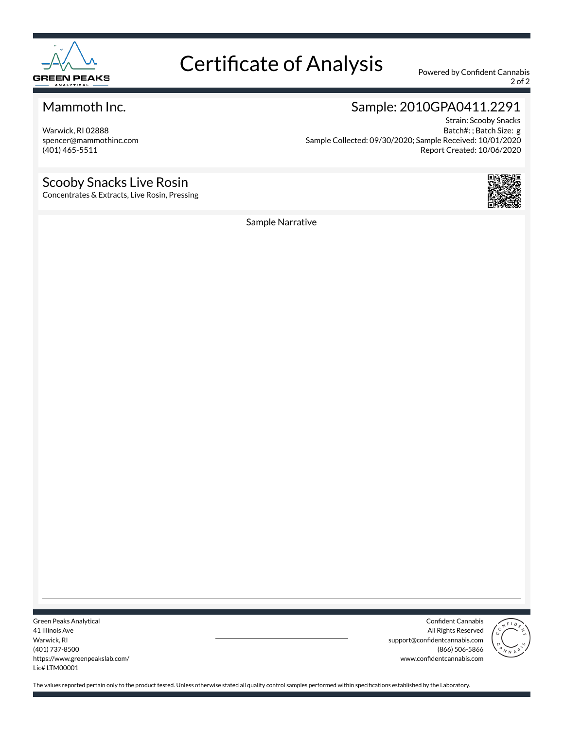# Certificate of Analysis

Powered by Confident Cannabis

## Mammoth Inc.

Warwick, RI 02888
spencer@mammothinc.com
(401) 465-5511

## Sample: 2010GPA0411.2291

Strain: Scooby Snacks
Batch#: ; Batch Size: g
Sample Collected: 09/30/2020; Sample Received: 10/01/2020
Report Created: 10/06/2020

## Scooby Snacks Live Rosin

Concentrates & Extracts, Live Rosin, Pressing

### Sample Narrative

Green Peaks Analytical
41 Illinois Ave
Warwick, RI
(401) 737-8500
https://www.greenpeakslab.com/
Lic# LTM00001

Confident Cannabis
All Rights Reserved
support@confidentcannabis.com
(866) 506-5866
www.confidentcannabis.com

The values reported pertain only to the product tested. Unless otherwise stated all quality control samples performed within specifications established by the Laboratory.